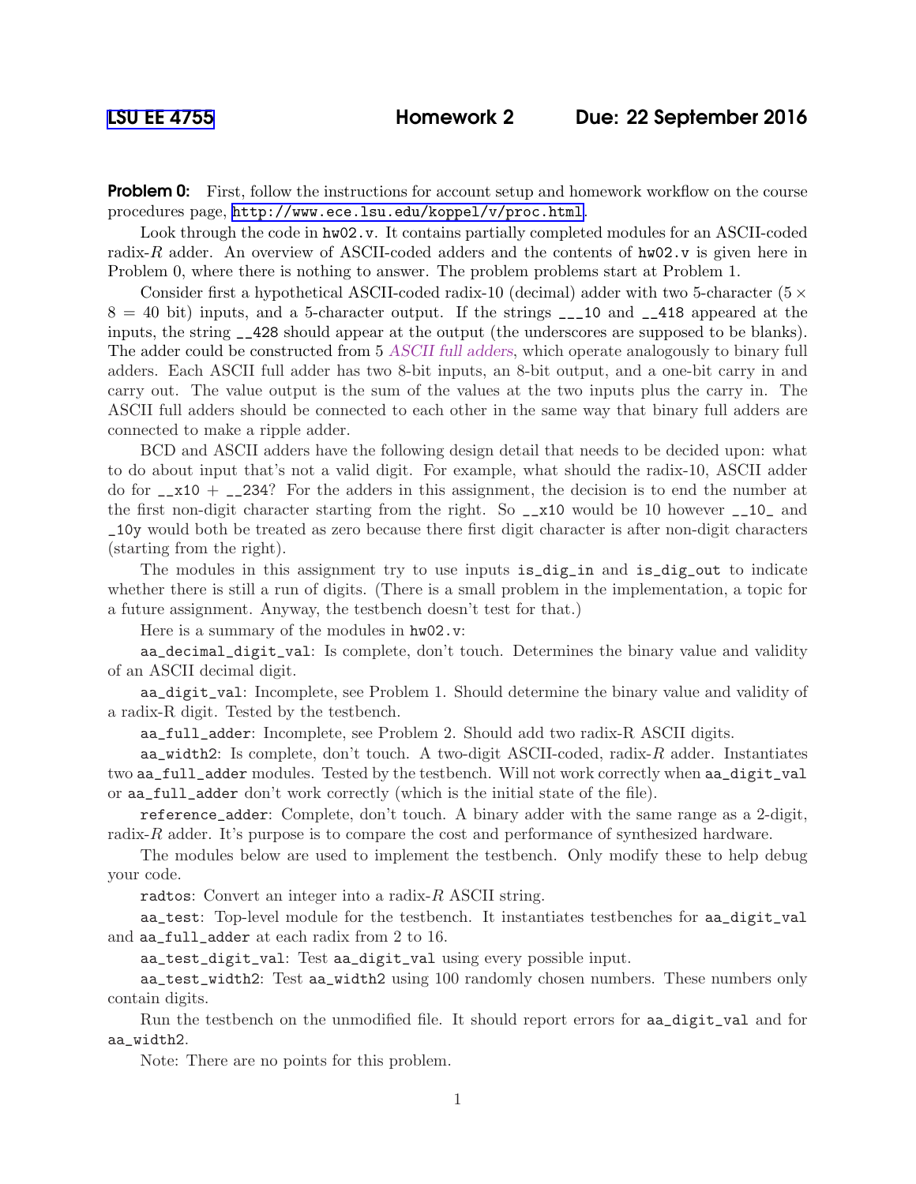# LSU EE 4755 Homework 2 Due: 22 September 2016

**Problem 0:** First, follow the instructions for account setup and homework workflow on the course procedures page, http://www.ece.lsu.edu/koppel/v/proc.html.

Look through the code in `hw02.v`. It contains partially completed modules for an ASCII-coded radix-$R$ adder. An overview of ASCII-coded adders and the contents of `hw02.v` is given here in Problem 0, where there is nothing to answer. The problem problems start at Problem 1.

Consider first a hypothetical ASCII-coded radix-10 (decimal) adder with two 5-character ($5 \times 8 = 40$ bit) inputs, and a 5-character output. If the strings `___10` and `__418` appeared at the inputs, the string `__428` should appear at the output (the underscores are supposed to be blanks). The adder could be constructed from 5 *ASCII full adders*, which operate analogously to binary full adders. Each ASCII full adder has two 8-bit inputs, an 8-bit output, and a one-bit carry in and carry out. The value output is the sum of the values at the two inputs plus the carry in. The ASCII full adders should be connected to each other in the same way that binary full adders are connected to make a ripple adder.

BCD and ASCII adders have the following design detail that needs to be decided upon: what to do about input that's not a valid digit. For example, what should the radix-10, ASCII adder do for `__x10` + `__234`? For the adders in this assignment, the decision is to end the number at the first non-digit character starting from the right. So `__x10` would be 10 however `__10_` and `_10y` would both be treated as zero because there first digit character is after non-digit characters (starting from the right).

The modules in this assignment try to use inputs `is_dig_in` and `is_dig_out` to indicate whether there is still a run of digits. (There is a small problem in the implementation, a topic for a future assignment. Anyway, the testbench doesn't test for that.)

Here is a summary of the modules in `hw02.v`:

`aa_decimal_digit_val`: Is complete, don't touch. Determines the binary value and validity of an ASCII decimal digit.

`aa_digit_val`: Incomplete, see Problem 1. Should determine the binary value and validity of a radix-R digit. Tested by the testbench.

`aa_full_adder`: Incomplete, see Problem 2. Should add two radix-R ASCII digits.

`aa_width2`: Is complete, don't touch. A two-digit ASCII-coded, radix-$R$ adder. Instantiates two `aa_full_adder` modules. Tested by the testbench. Will not work correctly when `aa_digit_val` or `aa_full_adder` don't work correctly (which is the initial state of the file).

`reference_adder`: Complete, don't touch. A binary adder with the same range as a 2-digit, radix-$R$ adder. It's purpose is to compare the cost and performance of synthesized hardware.

The modules below are used to implement the testbench. Only modify these to help debug your code.

`radtos`: Convert an integer into a radix-$R$ ASCII string.

`aa_test`: Top-level module for the testbench. It instantiates testbenches for `aa_digit_val` and `aa_full_adder` at each radix from 2 to 16.

`aa_test_digit_val`: Test `aa_digit_val` using every possible input.

`aa_test_width2`: Test `aa_width2` using 100 randomly chosen numbers. These numbers only contain digits.

Run the testbench on the unmodified file. It should report errors for `aa_digit_val` and for `aa_width2`.

Note: There are no points for this problem.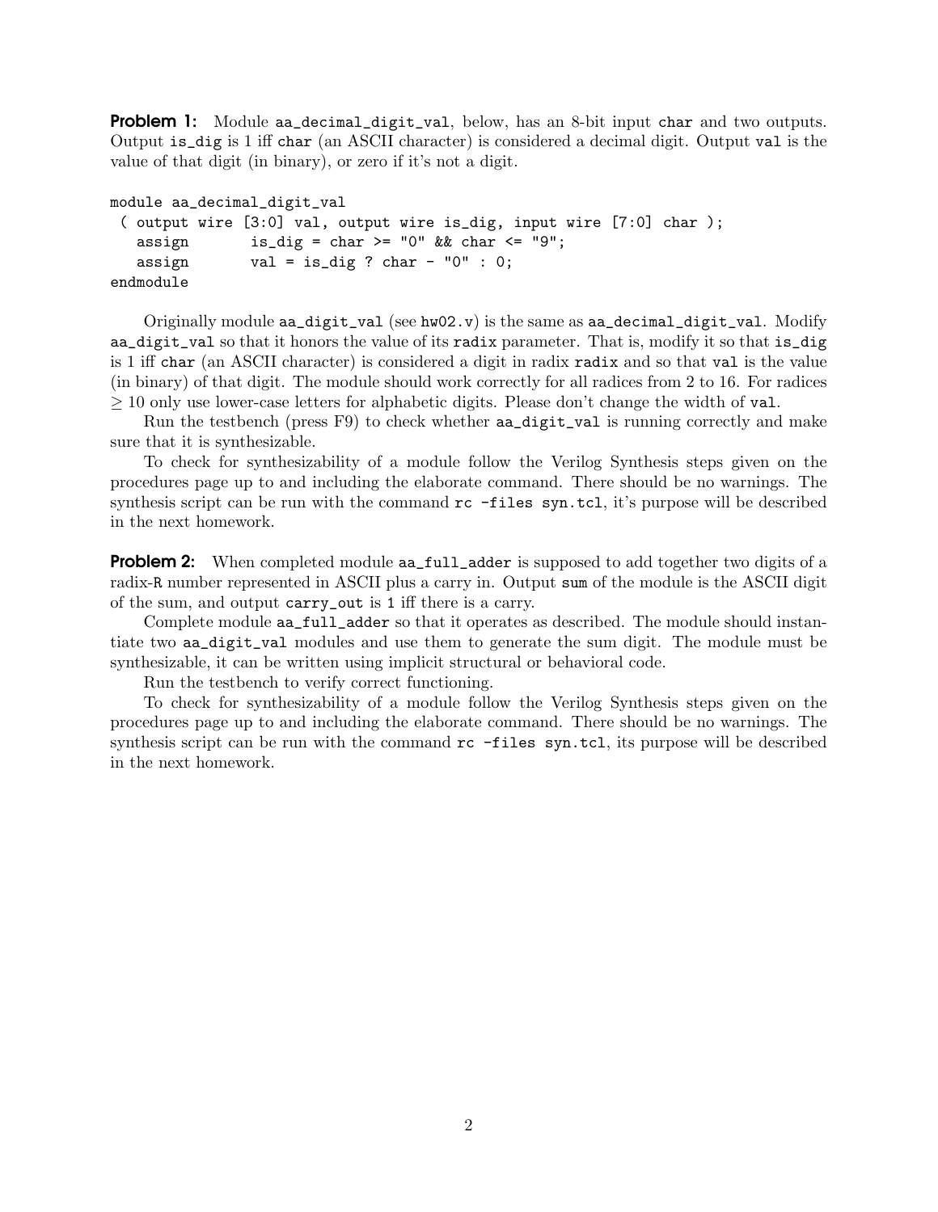**Problem 1:** Module `aa_decimal_digit_val`, below, has an 8-bit input `char` and two outputs. Output `is_dig` is 1 iff `char` (an ASCII character) is considered a decimal digit. Output `val` is the value of that digit (in binary), or zero if it's not a digit.

```
module aa_decimal_digit_val
 ( output wire [3:0] val, output wire is_dig, input wire [7:0] char );
   assign       is_dig = char >= "0" && char <= "9";
   assign       val = is_dig ? char - "0" : 0;
endmodule
```

Originally module `aa_digit_val` (see `hw02.v`) is the same as `aa_decimal_digit_val`. Modify `aa_digit_val` so that it honors the value of its `radix` parameter. That is, modify it so that `is_dig` is 1 iff `char` (an ASCII character) is considered a digit in radix `radix` and so that `val` is the value (in binary) of that digit. The module should work correctly for all radices from 2 to 16. For radices $\geq 10$ only use lower-case letters for alphabetic digits. Please don't change the width of `val`.

Run the testbench (press F9) to check whether `aa_digit_val` is running correctly and make sure that it is synthesizable.

To check for synthesizability of a module follow the Verilog Synthesis steps given on the procedures page up to and including the elaborate command. There should be no warnings. The synthesis script can be run with the command `rc -files syn.tcl`, it's purpose will be described in the next homework.

**Problem 2:** When completed module `aa_full_adder` is supposed to add together two digits of a radix-`R` number represented in ASCII plus a carry in. Output `sum` of the module is the ASCII digit of the sum, and output `carry_out` is `1` iff there is a carry.

Complete module `aa_full_adder` so that it operates as described. The module should instantiate two `aa_digit_val` modules and use them to generate the sum digit. The module must be synthesizable, it can be written using implicit structural or behavioral code.

Run the testbench to verify correct functioning.

To check for synthesizability of a module follow the Verilog Synthesis steps given on the procedures page up to and including the elaborate command. There should be no warnings. The synthesis script can be run with the command `rc -files syn.tcl`, its purpose will be described in the next homework.